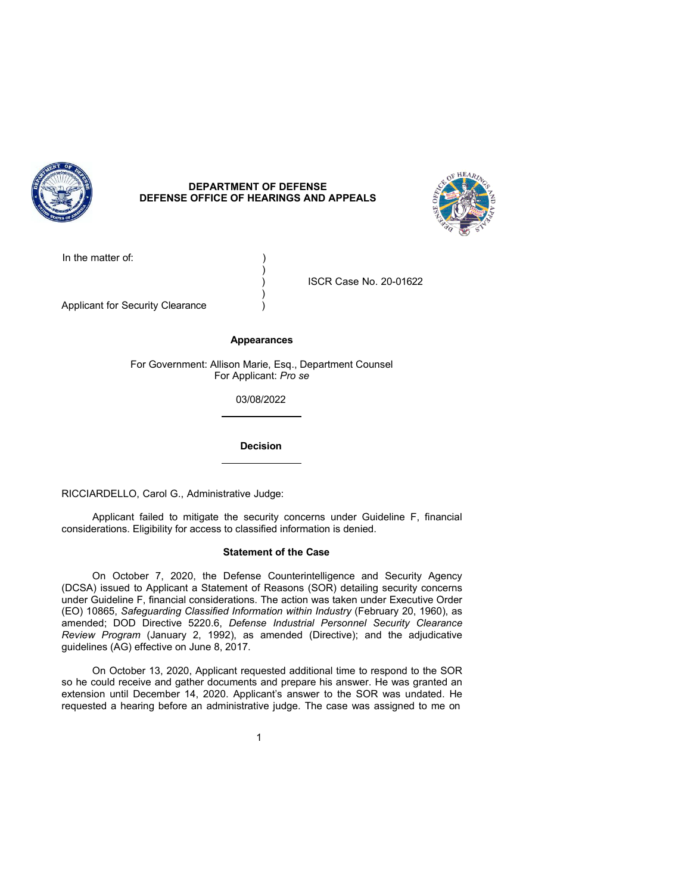**DEPARTMENT OF DEFENSE**
**DEFENSE OFFICE OF HEARINGS AND APPEALS**

In the matter of: )
)
) ISCR Case No. 20-01622
)
Applicant for Security Clearance )

**Appearances**

For Government: Allison Marie, Esq., Department Counsel
For Applicant: *Pro se*

03/08/2022

---

**Decision**

---

RICCIARDELLO, Carol G., Administrative Judge:

Applicant failed to mitigate the security concerns under Guideline F, financial considerations. Eligibility for access to classified information is denied.

**Statement of the Case**

On October 7, 2020, the Defense Counterintelligence and Security Agency (DCSA) issued to Applicant a Statement of Reasons (SOR) detailing security concerns under Guideline F, financial considerations. The action was taken under Executive Order (EO) 10865, *Safeguarding Classified Information within Industry* (February 20, 1960), as amended; DOD Directive 5220.6, *Defense Industrial Personnel Security Clearance Review Program* (January 2, 1992), as amended (Directive); and the adjudicative guidelines (AG) effective on June 8, 2017.

On October 13, 2020, Applicant requested additional time to respond to the SOR so he could receive and gather documents and prepare his answer. He was granted an extension until December 14, 2020. Applicant's answer to the SOR was undated. He requested a hearing before an administrative judge. The case was assigned to me on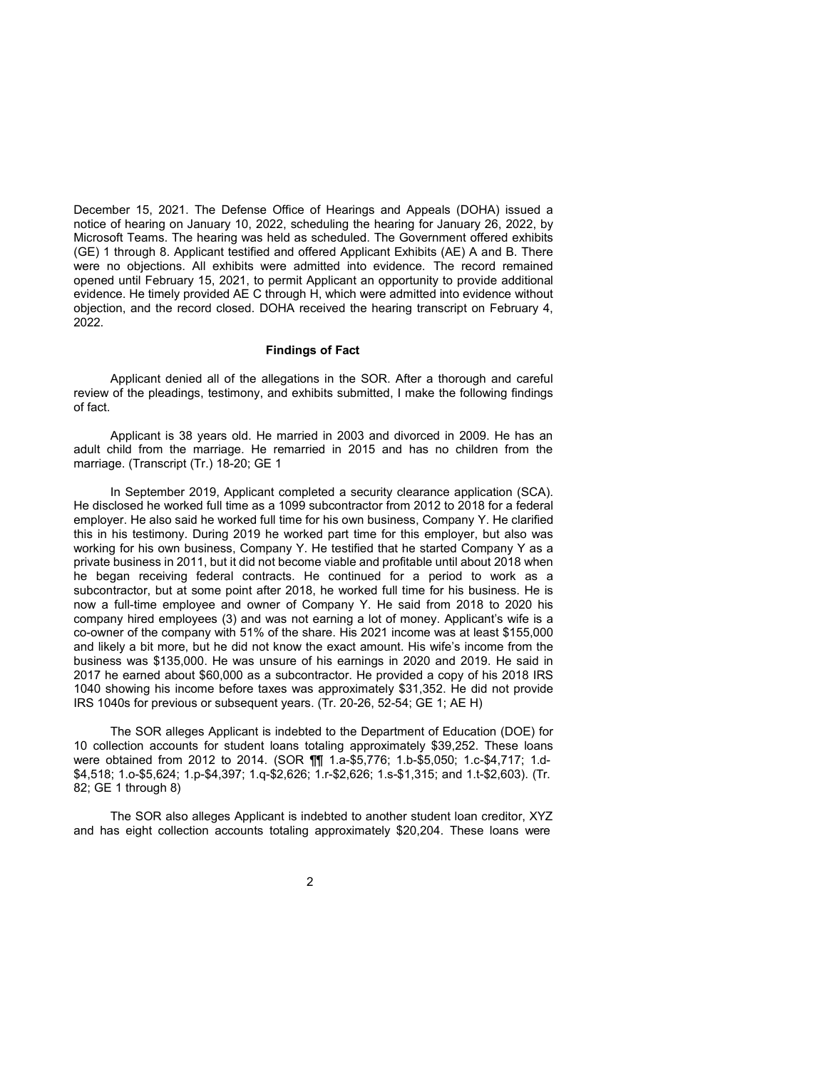December 15, 2021. The Defense Office of Hearings and Appeals (DOHA) issued a notice of hearing on January 10, 2022, scheduling the hearing for January 26, 2022, by Microsoft Teams. The hearing was held as scheduled. The Government offered exhibits (GE) 1 through 8. Applicant testified and offered Applicant Exhibits (AE) A and B. There were no objections. All exhibits were admitted into evidence. The record remained opened until February 15, 2021, to permit Applicant an opportunity to provide additional evidence. He timely provided AE C through H, which were admitted into evidence without objection, and the record closed. DOHA received the hearing transcript on February 4, 2022.

## Findings of Fact

Applicant denied all of the allegations in the SOR. After a thorough and careful review of the pleadings, testimony, and exhibits submitted, I make the following findings of fact.

Applicant is 38 years old. He married in 2003 and divorced in 2009. He has an adult child from the marriage. He remarried in 2015 and has no children from the marriage. (Transcript (Tr.) 18-20; GE 1

In September 2019, Applicant completed a security clearance application (SCA). He disclosed he worked full time as a 1099 subcontractor from 2012 to 2018 for a federal employer. He also said he worked full time for his own business, Company Y. He clarified this in his testimony. During 2019 he worked part time for this employer, but also was working for his own business, Company Y. He testified that he started Company Y as a private business in 2011, but it did not become viable and profitable until about 2018 when he began receiving federal contracts. He continued for a period to work as a subcontractor, but at some point after 2018, he worked full time for his business. He is now a full-time employee and owner of Company Y. He said from 2018 to 2020 his company hired employees (3) and was not earning a lot of money. Applicant's wife is a co-owner of the company with 51% of the share. His 2021 income was at least $155,000 and likely a bit more, but he did not know the exact amount. His wife's income from the business was $135,000. He was unsure of his earnings in 2020 and 2019. He said in 2017 he earned about $60,000 as a subcontractor. He provided a copy of his 2018 IRS 1040 showing his income before taxes was approximately $31,352. He did not provide IRS 1040s for previous or subsequent years. (Tr. 20-26, 52-54; GE 1; AE H)

The SOR alleges Applicant is indebted to the Department of Education (DOE) for 10 collection accounts for student loans totaling approximately $39,252. These loans were obtained from 2012 to 2014. (SOR ¶¶ 1.a-$5,776; 1.b-$5,050; 1.c-$4,717; 1.d-$4,518; 1.o-$5,624; 1.p-$4,397; 1.q-$2,626; 1.r-$2,626; 1.s-$1,315; and 1.t-$2,603). (Tr. 82; GE 1 through 8)

The SOR also alleges Applicant is indebted to another student loan creditor, XYZ and has eight collection accounts totaling approximately $20,204. These loans were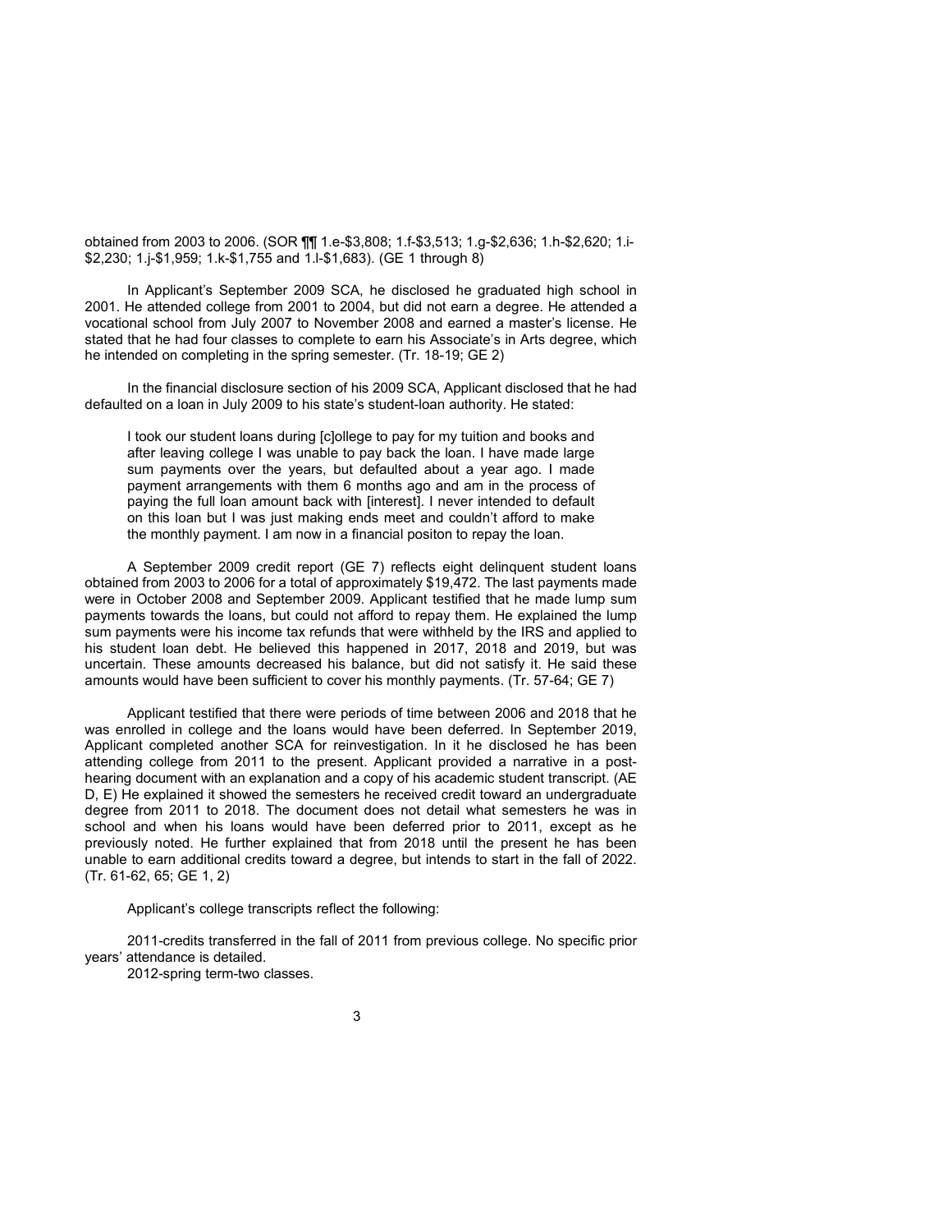obtained from 2003 to 2006. (SOR ¶¶ 1.e-$3,808; 1.f-$3,513; 1.g-$2,636; 1.h-$2,620; 1.i-$2,230; 1.j-$1,959; 1.k-$1,755 and 1.l-$1,683). (GE 1 through 8)

In Applicant's September 2009 SCA, he disclosed he graduated high school in 2001. He attended college from 2001 to 2004, but did not earn a degree. He attended a vocational school from July 2007 to November 2008 and earned a master's license. He stated that he had four classes to complete to earn his Associate's in Arts degree, which he intended on completing in the spring semester. (Tr. 18-19; GE 2)

In the financial disclosure section of his 2009 SCA, Applicant disclosed that he had defaulted on a loan in July 2009 to his state's student-loan authority. He stated:

> I took our student loans during [c]ollege to pay for my tuition and books and after leaving college I was unable to pay back the loan. I have made large sum payments over the years, but defaulted about a year ago. I made payment arrangements with them 6 months ago and am in the process of paying the full loan amount back with [interest]. I never intended to default on this loan but I was just making ends meet and couldn't afford to make the monthly payment. I am now in a financial positon to repay the loan.

A September 2009 credit report (GE 7) reflects eight delinquent student loans obtained from 2003 to 2006 for a total of approximately $19,472. The last payments made were in October 2008 and September 2009. Applicant testified that he made lump sum payments towards the loans, but could not afford to repay them. He explained the lump sum payments were his income tax refunds that were withheld by the IRS and applied to his student loan debt. He believed this happened in 2017, 2018 and 2019, but was uncertain. These amounts decreased his balance, but did not satisfy it. He said these amounts would have been sufficient to cover his monthly payments. (Tr. 57-64; GE 7)

Applicant testified that there were periods of time between 2006 and 2018 that he was enrolled in college and the loans would have been deferred. In September 2019, Applicant completed another SCA for reinvestigation. In it he disclosed he has been attending college from 2011 to the present. Applicant provided a narrative in a post-hearing document with an explanation and a copy of his academic student transcript. (AE D, E) He explained it showed the semesters he received credit toward an undergraduate degree from 2011 to 2018. The document does not detail what semesters he was in school and when his loans would have been deferred prior to 2011, except as he previously noted. He further explained that from 2018 until the present he has been unable to earn additional credits toward a degree, but intends to start in the fall of 2022. (Tr. 61-62, 65; GE 1, 2)

Applicant's college transcripts reflect the following:

2011-credits transferred in the fall of 2011 from previous college. No specific prior years' attendance is detailed.

2012-spring term-two classes.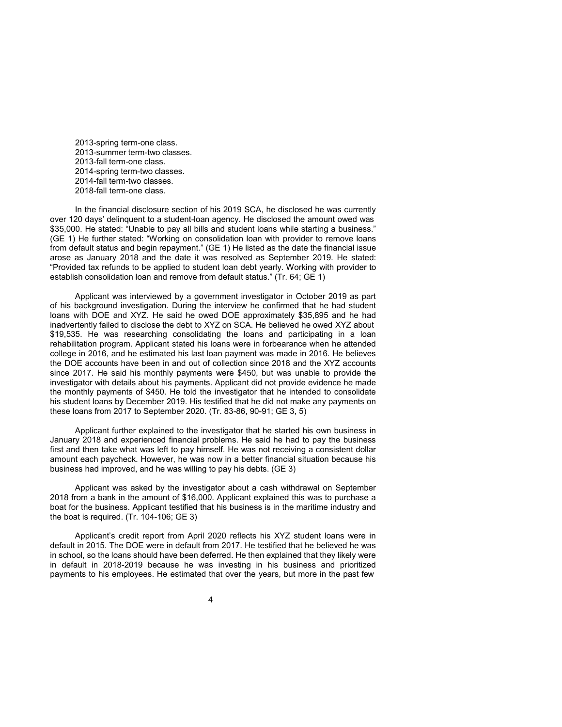2013-spring term-one class.
2013-summer term-two classes.
2013-fall term-one class.
2014-spring term-two classes.
2014-fall term-two classes.
2018-fall term-one class.

In the financial disclosure section of his 2019 SCA, he disclosed he was currently over 120 days' delinquent to a student-loan agency. He disclosed the amount owed was $35,000. He stated: "Unable to pay all bills and student loans while starting a business." (GE 1) He further stated: "Working on consolidation loan with provider to remove loans from default status and begin repayment." (GE 1) He listed as the date the financial issue arose as January 2018 and the date it was resolved as September 2019. He stated: "Provided tax refunds to be applied to student loan debt yearly. Working with provider to establish consolidation loan and remove from default status." (Tr. 64; GE 1)

Applicant was interviewed by a government investigator in October 2019 as part of his background investigation. During the interview he confirmed that he had student loans with DOE and XYZ. He said he owed DOE approximately $35,895 and he had inadvertently failed to disclose the debt to XYZ on SCA. He believed he owed XYZ about $19,535. He was researching consolidating the loans and participating in a loan rehabilitation program. Applicant stated his loans were in forbearance when he attended college in 2016, and he estimated his last loan payment was made in 2016. He believes the DOE accounts have been in and out of collection since 2018 and the XYZ accounts since 2017. He said his monthly payments were $450, but was unable to provide the investigator with details about his payments. Applicant did not provide evidence he made the monthly payments of $450. He told the investigator that he intended to consolidate his student loans by December 2019. His testified that he did not make any payments on these loans from 2017 to September 2020. (Tr. 83-86, 90-91; GE 3, 5)

Applicant further explained to the investigator that he started his own business in January 2018 and experienced financial problems. He said he had to pay the business first and then take what was left to pay himself. He was not receiving a consistent dollar amount each paycheck. However, he was now in a better financial situation because his business had improved, and he was willing to pay his debts. (GE 3)

Applicant was asked by the investigator about a cash withdrawal on September 2018 from a bank in the amount of $16,000. Applicant explained this was to purchase a boat for the business. Applicant testified that his business is in the maritime industry and the boat is required. (Tr. 104-106; GE 3)

Applicant's credit report from April 2020 reflects his XYZ student loans were in default in 2015. The DOE were in default from 2017. He testified that he believed he was in school, so the loans should have been deferred. He then explained that they likely were in default in 2018-2019 because he was investing in his business and prioritized payments to his employees. He estimated that over the years, but more in the past few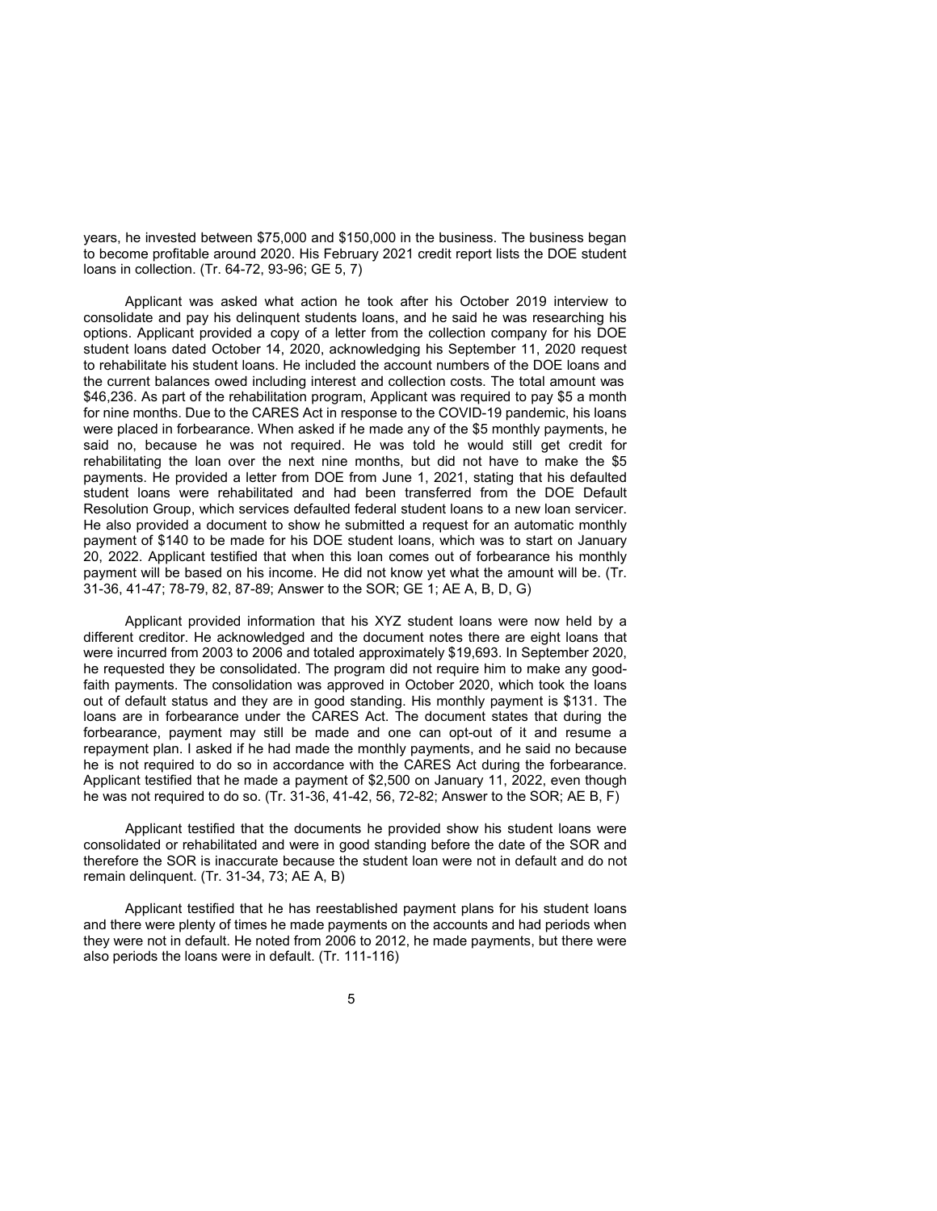years, he invested between $75,000 and $150,000 in the business. The business began to become profitable around 2020. His February 2021 credit report lists the DOE student loans in collection. (Tr. 64-72, 93-96; GE 5, 7)

Applicant was asked what action he took after his October 2019 interview to consolidate and pay his delinquent students loans, and he said he was researching his options. Applicant provided a copy of a letter from the collection company for his DOE student loans dated October 14, 2020, acknowledging his September 11, 2020 request to rehabilitate his student loans. He included the account numbers of the DOE loans and the current balances owed including interest and collection costs. The total amount was $46,236. As part of the rehabilitation program, Applicant was required to pay $5 a month for nine months. Due to the CARES Act in response to the COVID-19 pandemic, his loans were placed in forbearance. When asked if he made any of the $5 monthly payments, he said no, because he was not required. He was told he would still get credit for rehabilitating the loan over the next nine months, but did not have to make the $5 payments. He provided a letter from DOE from June 1, 2021, stating that his defaulted student loans were rehabilitated and had been transferred from the DOE Default Resolution Group, which services defaulted federal student loans to a new loan servicer. He also provided a document to show he submitted a request for an automatic monthly payment of $140 to be made for his DOE student loans, which was to start on January 20, 2022. Applicant testified that when this loan comes out of forbearance his monthly payment will be based on his income. He did not know yet what the amount will be. (Tr. 31-36, 41-47; 78-79, 82, 87-89; Answer to the SOR; GE 1; AE A, B, D, G)

Applicant provided information that his XYZ student loans were now held by a different creditor. He acknowledged and the document notes there are eight loans that were incurred from 2003 to 2006 and totaled approximately $19,693. In September 2020, he requested they be consolidated. The program did not require him to make any good-faith payments. The consolidation was approved in October 2020, which took the loans out of default status and they are in good standing. His monthly payment is $131. The loans are in forbearance under the CARES Act. The document states that during the forbearance, payment may still be made and one can opt-out of it and resume a repayment plan. I asked if he had made the monthly payments, and he said no because he is not required to do so in accordance with the CARES Act during the forbearance. Applicant testified that he made a payment of $2,500 on January 11, 2022, even though he was not required to do so. (Tr. 31-36, 41-42, 56, 72-82; Answer to the SOR; AE B, F)

Applicant testified that the documents he provided show his student loans were consolidated or rehabilitated and were in good standing before the date of the SOR and therefore the SOR is inaccurate because the student loan were not in default and do not remain delinquent. (Tr. 31-34, 73; AE A, B)

Applicant testified that he has reestablished payment plans for his student loans and there were plenty of times he made payments on the accounts and had periods when they were not in default. He noted from 2006 to 2012, he made payments, but there were also periods the loans were in default. (Tr. 111-116)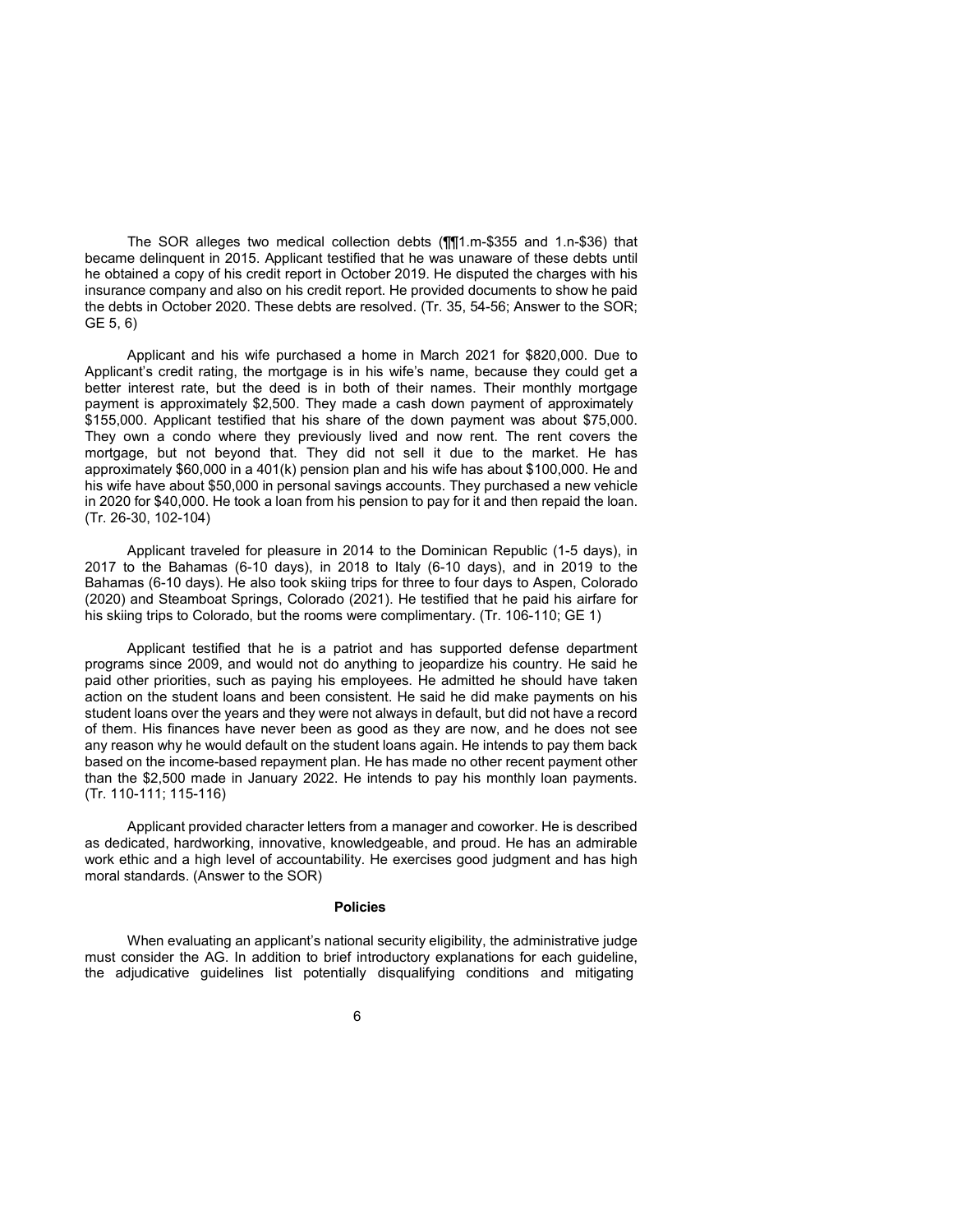The SOR alleges two medical collection debts (¶¶1.m-$355 and 1.n-$36) that became delinquent in 2015. Applicant testified that he was unaware of these debts until he obtained a copy of his credit report in October 2019. He disputed the charges with his insurance company and also on his credit report. He provided documents to show he paid the debts in October 2020. These debts are resolved. (Tr. 35, 54-56; Answer to the SOR; GE 5, 6)

Applicant and his wife purchased a home in March 2021 for $820,000. Due to Applicant's credit rating, the mortgage is in his wife's name, because they could get a better interest rate, but the deed is in both of their names. Their monthly mortgage payment is approximately $2,500. They made a cash down payment of approximately $155,000. Applicant testified that his share of the down payment was about $75,000. They own a condo where they previously lived and now rent. The rent covers the mortgage, but not beyond that. They did not sell it due to the market. He has approximately $60,000 in a 401(k) pension plan and his wife has about $100,000. He and his wife have about $50,000 in personal savings accounts. They purchased a new vehicle in 2020 for $40,000. He took a loan from his pension to pay for it and then repaid the loan. (Tr. 26-30, 102-104)

Applicant traveled for pleasure in 2014 to the Dominican Republic (1-5 days), in 2017 to the Bahamas (6-10 days), in 2018 to Italy (6-10 days), and in 2019 to the Bahamas (6-10 days). He also took skiing trips for three to four days to Aspen, Colorado (2020) and Steamboat Springs, Colorado (2021). He testified that he paid his airfare for his skiing trips to Colorado, but the rooms were complimentary. (Tr. 106-110; GE 1)

Applicant testified that he is a patriot and has supported defense department programs since 2009, and would not do anything to jeopardize his country. He said he paid other priorities, such as paying his employees. He admitted he should have taken action on the student loans and been consistent. He said he did make payments on his student loans over the years and they were not always in default, but did not have a record of them. His finances have never been as good as they are now, and he does not see any reason why he would default on the student loans again. He intends to pay them back based on the income-based repayment plan. He has made no other recent payment other than the $2,500 made in January 2022. He intends to pay his monthly loan payments. (Tr. 110-111; 115-116)

Applicant provided character letters from a manager and coworker. He is described as dedicated, hardworking, innovative, knowledgeable, and proud. He has an admirable work ethic and a high level of accountability. He exercises good judgment and has high moral standards. (Answer to the SOR)

## Policies

When evaluating an applicant's national security eligibility, the administrative judge must consider the AG. In addition to brief introductory explanations for each guideline, the adjudicative guidelines list potentially disqualifying conditions and mitigating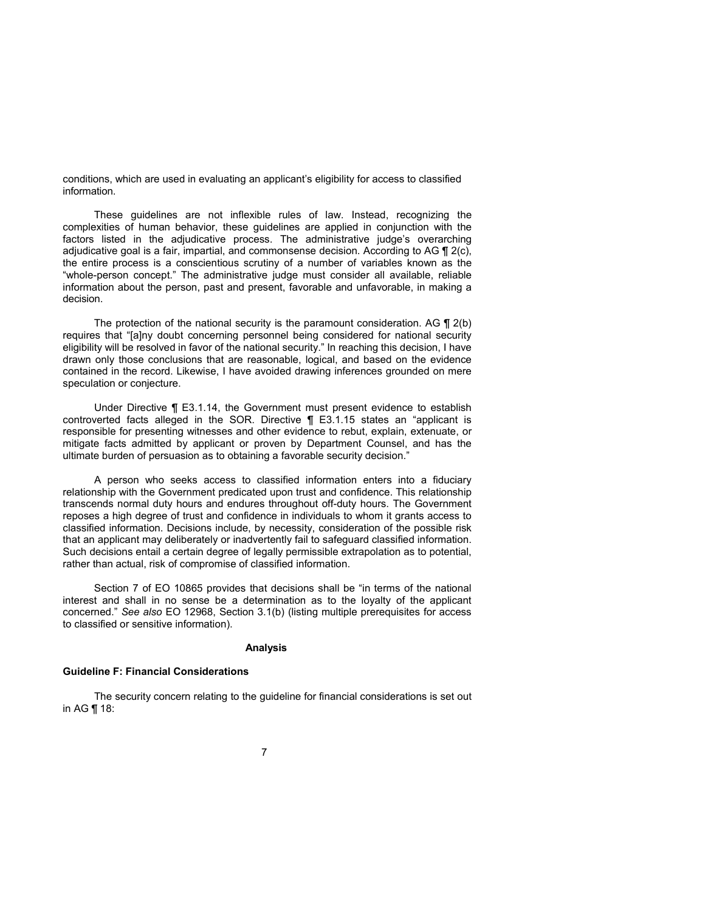conditions, which are used in evaluating an applicant's eligibility for access to classified information.

These guidelines are not inflexible rules of law. Instead, recognizing the complexities of human behavior, these guidelines are applied in conjunction with the factors listed in the adjudicative process. The administrative judge's overarching adjudicative goal is a fair, impartial, and commonsense decision. According to AG ¶ 2(c), the entire process is a conscientious scrutiny of a number of variables known as the "whole-person concept." The administrative judge must consider all available, reliable information about the person, past and present, favorable and unfavorable, in making a decision.

The protection of the national security is the paramount consideration. AG ¶ 2(b) requires that "[a]ny doubt concerning personnel being considered for national security eligibility will be resolved in favor of the national security." In reaching this decision, I have drawn only those conclusions that are reasonable, logical, and based on the evidence contained in the record. Likewise, I have avoided drawing inferences grounded on mere speculation or conjecture.

Under Directive ¶ E3.1.14, the Government must present evidence to establish controverted facts alleged in the SOR. Directive ¶ E3.1.15 states an "applicant is responsible for presenting witnesses and other evidence to rebut, explain, extenuate, or mitigate facts admitted by applicant or proven by Department Counsel, and has the ultimate burden of persuasion as to obtaining a favorable security decision."

A person who seeks access to classified information enters into a fiduciary relationship with the Government predicated upon trust and confidence. This relationship transcends normal duty hours and endures throughout off-duty hours. The Government reposes a high degree of trust and confidence in individuals to whom it grants access to classified information. Decisions include, by necessity, consideration of the possible risk that an applicant may deliberately or inadvertently fail to safeguard classified information. Such decisions entail a certain degree of legally permissible extrapolation as to potential, rather than actual, risk of compromise of classified information.

Section 7 of EO 10865 provides that decisions shall be "in terms of the national interest and shall in no sense be a determination as to the loyalty of the applicant concerned." *See also* EO 12968, Section 3.1(b) (listing multiple prerequisites for access to classified or sensitive information).

## Analysis

### Guideline F: Financial Considerations

The security concern relating to the guideline for financial considerations is set out in AG ¶ 18: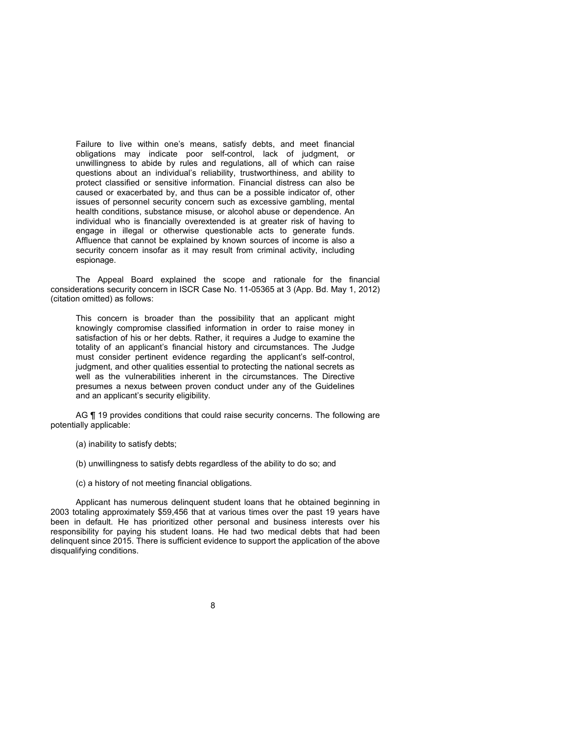> Failure to live within one's means, satisfy debts, and meet financial obligations may indicate poor self-control, lack of judgment, or unwillingness to abide by rules and regulations, all of which can raise questions about an individual's reliability, trustworthiness, and ability to protect classified or sensitive information. Financial distress can also be caused or exacerbated by, and thus can be a possible indicator of, other issues of personnel security concern such as excessive gambling, mental health conditions, substance misuse, or alcohol abuse or dependence. An individual who is financially overextended is at greater risk of having to engage in illegal or otherwise questionable acts to generate funds. Affluence that cannot be explained by known sources of income is also a security concern insofar as it may result from criminal activity, including espionage.

The Appeal Board explained the scope and rationale for the financial considerations security concern in ISCR Case No. 11-05365 at 3 (App. Bd. May 1, 2012) (citation omitted) as follows:

> This concern is broader than the possibility that an applicant might knowingly compromise classified information in order to raise money in satisfaction of his or her debts. Rather, it requires a Judge to examine the totality of an applicant's financial history and circumstances. The Judge must consider pertinent evidence regarding the applicant's self-control, judgment, and other qualities essential to protecting the national secrets as well as the vulnerabilities inherent in the circumstances. The Directive presumes a nexus between proven conduct under any of the Guidelines and an applicant's security eligibility.

AG ¶ 19 provides conditions that could raise security concerns. The following are potentially applicable:

> (a) inability to satisfy debts;
>
> (b) unwillingness to satisfy debts regardless of the ability to do so; and
>
> (c) a history of not meeting financial obligations.

Applicant has numerous delinquent student loans that he obtained beginning in 2003 totaling approximately $59,456 that at various times over the past 19 years have been in default. He has prioritized other personal and business interests over his responsibility for paying his student loans. He had two medical debts that had been delinquent since 2015. There is sufficient evidence to support the application of the above disqualifying conditions.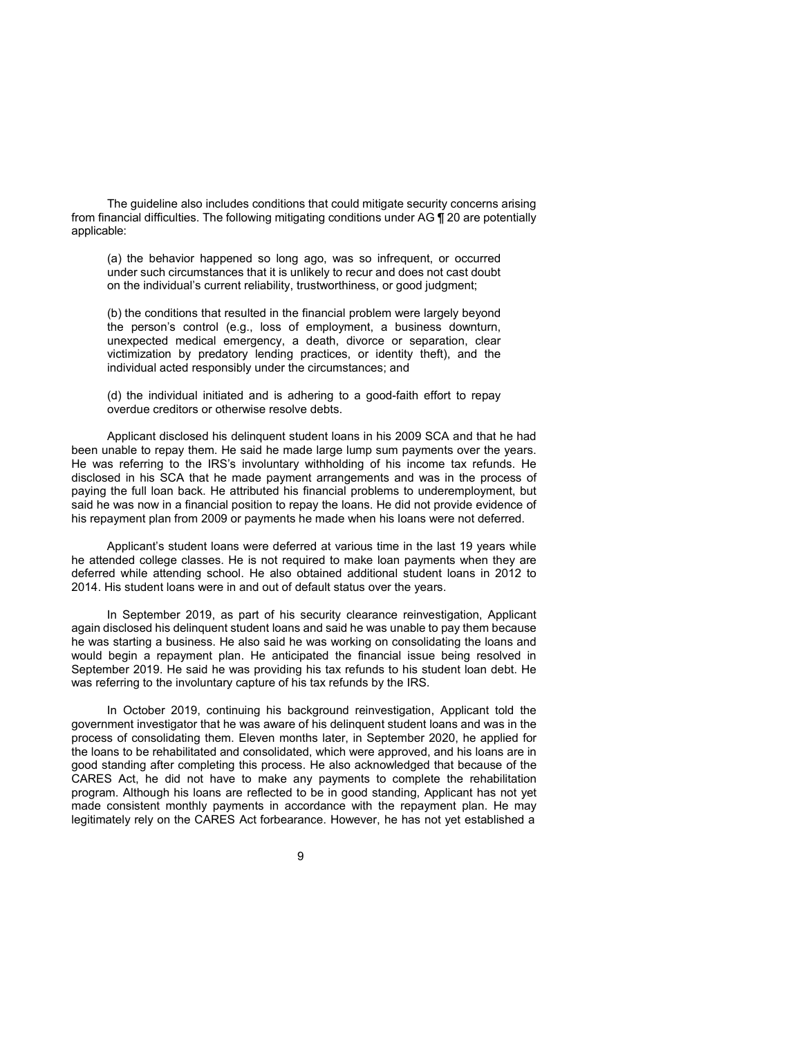The guideline also includes conditions that could mitigate security concerns arising from financial difficulties. The following mitigating conditions under AG ¶ 20 are potentially applicable:

> (a) the behavior happened so long ago, was so infrequent, or occurred under such circumstances that it is unlikely to recur and does not cast doubt on the individual's current reliability, trustworthiness, or good judgment;
>
> (b) the conditions that resulted in the financial problem were largely beyond the person's control (e.g., loss of employment, a business downturn, unexpected medical emergency, a death, divorce or separation, clear victimization by predatory lending practices, or identity theft), and the individual acted responsibly under the circumstances; and
>
> (d) the individual initiated and is adhering to a good-faith effort to repay overdue creditors or otherwise resolve debts.

Applicant disclosed his delinquent student loans in his 2009 SCA and that he had been unable to repay them. He said he made large lump sum payments over the years. He was referring to the IRS's involuntary withholding of his income tax refunds. He disclosed in his SCA that he made payment arrangements and was in the process of paying the full loan back. He attributed his financial problems to underemployment, but said he was now in a financial position to repay the loans. He did not provide evidence of his repayment plan from 2009 or payments he made when his loans were not deferred.

Applicant's student loans were deferred at various time in the last 19 years while he attended college classes. He is not required to make loan payments when they are deferred while attending school. He also obtained additional student loans in 2012 to 2014. His student loans were in and out of default status over the years.

In September 2019, as part of his security clearance reinvestigation, Applicant again disclosed his delinquent student loans and said he was unable to pay them because he was starting a business. He also said he was working on consolidating the loans and would begin a repayment plan. He anticipated the financial issue being resolved in September 2019. He said he was providing his tax refunds to his student loan debt. He was referring to the involuntary capture of his tax refunds by the IRS.

In October 2019, continuing his background reinvestigation, Applicant told the government investigator that he was aware of his delinquent student loans and was in the process of consolidating them. Eleven months later, in September 2020, he applied for the loans to be rehabilitated and consolidated, which were approved, and his loans are in good standing after completing this process. He also acknowledged that because of the CARES Act, he did not have to make any payments to complete the rehabilitation program. Although his loans are reflected to be in good standing, Applicant has not yet made consistent monthly payments in accordance with the repayment plan. He may legitimately rely on the CARES Act forbearance. However, he has not yet established a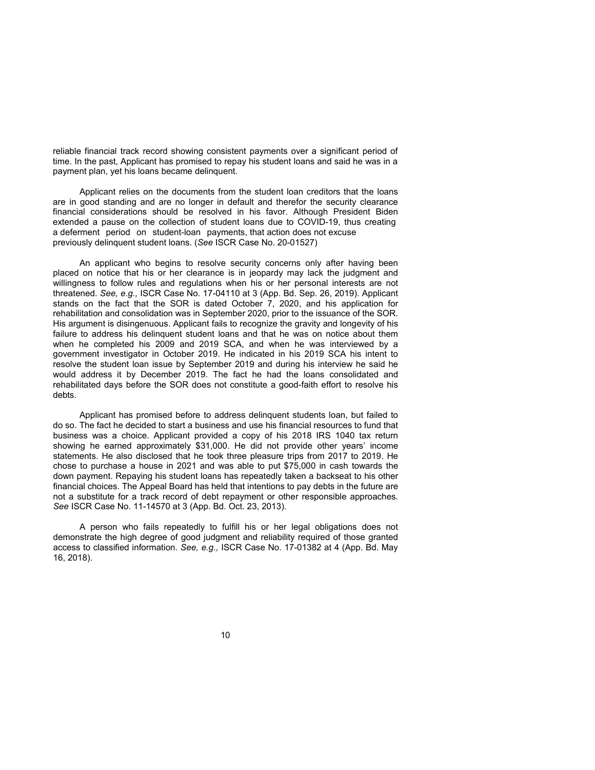reliable financial track record showing consistent payments over a significant period of time. In the past, Applicant has promised to repay his student loans and said he was in a payment plan, yet his loans became delinquent.

Applicant relies on the documents from the student loan creditors that the loans are in good standing and are no longer in default and therefor the security clearance financial considerations should be resolved in his favor. Although President Biden extended a pause on the collection of student loans due to COVID-19, thus creating a deferment period on student-loan payments, that action does not excuse previously delinquent student loans. (*See* ISCR Case No. 20-01527)

An applicant who begins to resolve security concerns only after having been placed on notice that his or her clearance is in jeopardy may lack the judgment and willingness to follow rules and regulations when his or her personal interests are not threatened. *See, e.g.,* ISCR Case No. 17-04110 at 3 (App. Bd. Sep. 26, 2019). Applicant stands on the fact that the SOR is dated October 7, 2020, and his application for rehabilitation and consolidation was in September 2020, prior to the issuance of the SOR. His argument is disingenuous. Applicant fails to recognize the gravity and longevity of his failure to address his delinquent student loans and that he was on notice about them when he completed his 2009 and 2019 SCA, and when he was interviewed by a government investigator in October 2019. He indicated in his 2019 SCA his intent to resolve the student loan issue by September 2019 and during his interview he said he would address it by December 2019. The fact he had the loans consolidated and rehabilitated days before the SOR does not constitute a good-faith effort to resolve his debts.

Applicant has promised before to address delinquent students loan, but failed to do so. The fact he decided to start a business and use his financial resources to fund that business was a choice. Applicant provided a copy of his 2018 IRS 1040 tax return showing he earned approximately $31,000. He did not provide other years' income statements. He also disclosed that he took three pleasure trips from 2017 to 2019. He chose to purchase a house in 2021 and was able to put $75,000 in cash towards the down payment. Repaying his student loans has repeatedly taken a backseat to his other financial choices. The Appeal Board has held that intentions to pay debts in the future are not a substitute for a track record of debt repayment or other responsible approaches. *See* ISCR Case No. 11-14570 at 3 (App. Bd. Oct. 23, 2013).

A person who fails repeatedly to fulfill his or her legal obligations does not demonstrate the high degree of good judgment and reliability required of those granted access to classified information. *See, e.g.,* ISCR Case No. 17-01382 at 4 (App. Bd. May 16, 2018).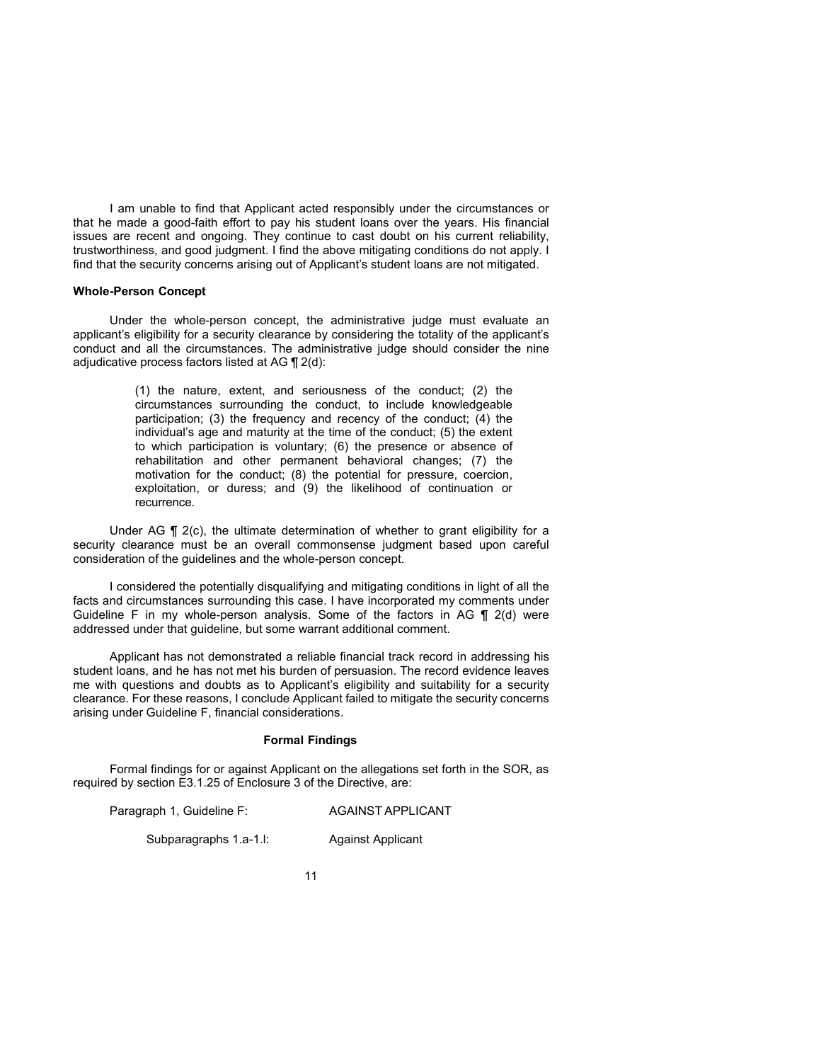I am unable to find that Applicant acted responsibly under the circumstances or that he made a good-faith effort to pay his student loans over the years. His financial issues are recent and ongoing. They continue to cast doubt on his current reliability, trustworthiness, and good judgment. I find the above mitigating conditions do not apply. I find that the security concerns arising out of Applicant's student loans are not mitigated.

**Whole-Person Concept**

Under the whole-person concept, the administrative judge must evaluate an applicant's eligibility for a security clearance by considering the totality of the applicant's conduct and all the circumstances. The administrative judge should consider the nine adjudicative process factors listed at AG ¶ 2(d):

> (1) the nature, extent, and seriousness of the conduct; (2) the circumstances surrounding the conduct, to include knowledgeable participation; (3) the frequency and recency of the conduct; (4) the individual's age and maturity at the time of the conduct; (5) the extent to which participation is voluntary; (6) the presence or absence of rehabilitation and other permanent behavioral changes; (7) the motivation for the conduct; (8) the potential for pressure, coercion, exploitation, or duress; and (9) the likelihood of continuation or recurrence.

Under AG ¶ 2(c), the ultimate determination of whether to grant eligibility for a security clearance must be an overall commonsense judgment based upon careful consideration of the guidelines and the whole-person concept.

I considered the potentially disqualifying and mitigating conditions in light of all the facts and circumstances surrounding this case. I have incorporated my comments under Guideline F in my whole-person analysis. Some of the factors in AG ¶ 2(d) were addressed under that guideline, but some warrant additional comment.

Applicant has not demonstrated a reliable financial track record in addressing his student loans, and he has not met his burden of persuasion. The record evidence leaves me with questions and doubts as to Applicant's eligibility and suitability for a security clearance. For these reasons, I conclude Applicant failed to mitigate the security concerns arising under Guideline F, financial considerations.

**Formal Findings**

Formal findings for or against Applicant on the allegations set forth in the SOR, as required by section E3.1.25 of Enclosure 3 of the Directive, are:

| | |
|---|---|
| Paragraph 1, Guideline F: | AGAINST APPLICANT |
| Subparagraphs 1.a-1.l: | Against Applicant |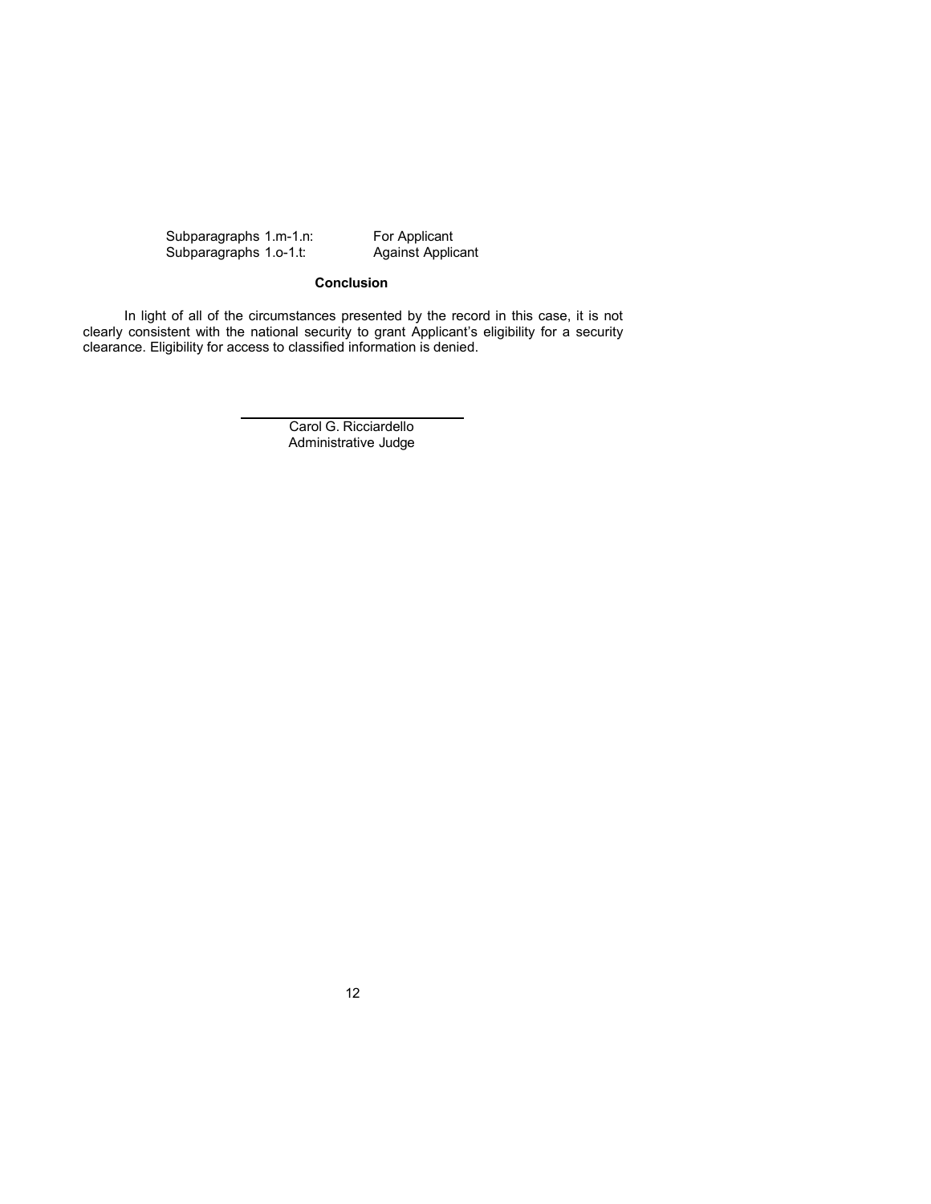| | |
|---|---|
| Subparagraphs 1.m-1.n: | For Applicant |
| Subparagraphs 1.o-1.t: | Against Applicant |

## Conclusion

In light of all of the circumstances presented by the record in this case, it is not clearly consistent with the national security to grant Applicant's eligibility for a security clearance. Eligibility for access to classified information is denied.

Carol G. Ricciardello
Administrative Judge